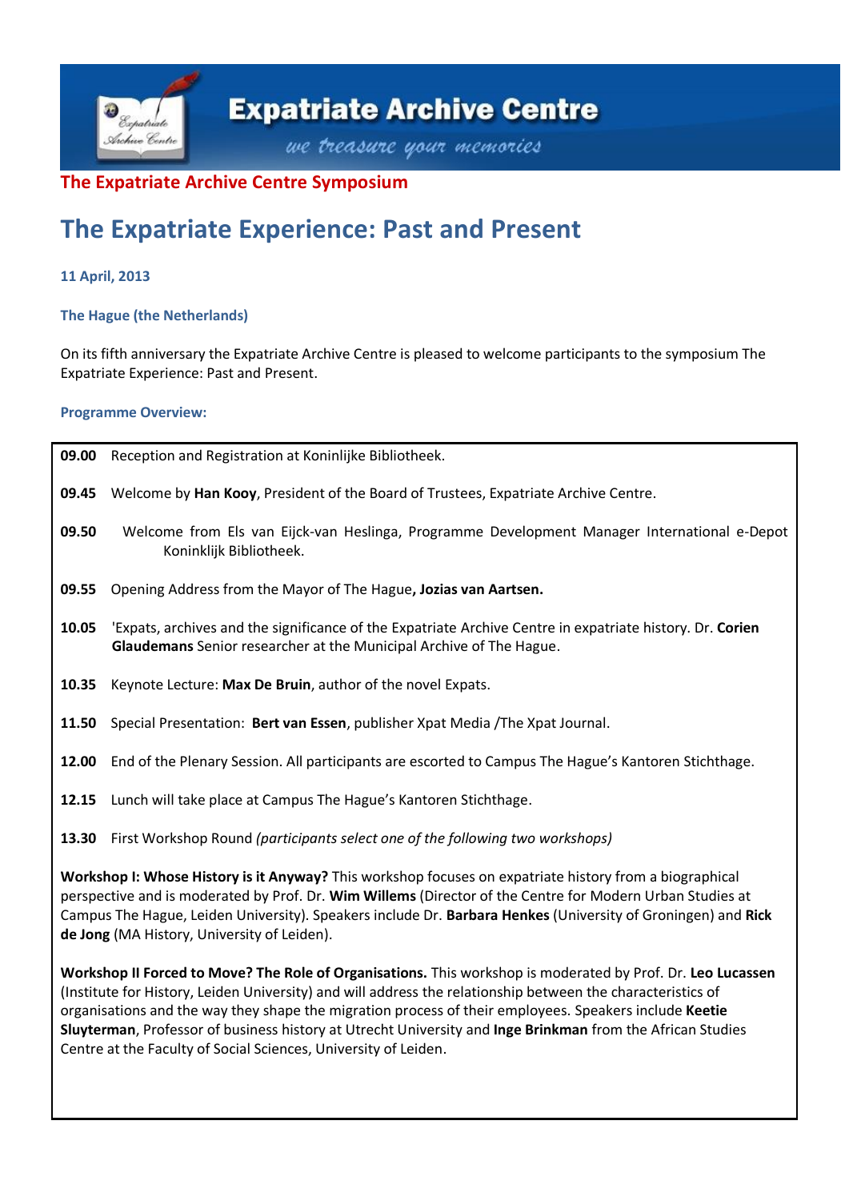**Expatriate Archive Centre**

*we treasure your memories*

## The Expatriate Archive Centre Symposium

# The Expatriate Experience: Past and Present

**11 April, 2013**

**The Hague (the Netherlands)**

On its fifth anniversary the Expatriate Archive Centre is pleased to welcome participants to the symposium The Expatriate Experience: Past and Present.

**Programme Overview:**

**09.00** Reception and Registration at Koninlijke Bibliotheek.

**09.45** Welcome by **Han Kooy**, President of the Board of Trustees, Expatriate Archive Centre.

**09.50** Welcome from Els van Eijck-van Heslinga, Programme Development Manager International e-Depot Koninklijk Bibliotheek.

**09.55** Opening Address from the Mayor of The Hague**, Jozias van Aartsen.**

**10.05** 'Expats, archives and the significance of the Expatriate Archive Centre in expatriate history. Dr. **Corien Glaudemans** Senior researcher at the Municipal Archive of The Hague.

**10.35** Keynote Lecture: **Max De Bruin**, author of the novel Expats.

**11.50** Special Presentation: **Bert van Essen**, publisher Xpat Media /The Xpat Journal.

**12.00** End of the Plenary Session. All participants are escorted to Campus The Hague's Kantoren Stichthage.

**12.15** Lunch will take place at Campus The Hague's Kantoren Stichthage.

**13.30** First Workshop Round *(participants select one of the following two workshops)*

**Workshop I: Whose History is it Anyway?** This workshop focuses on expatriate history from a biographical perspective and is moderated by Prof. Dr. **Wim Willems** (Director of the Centre for Modern Urban Studies at Campus The Hague, Leiden University). Speakers include Dr. **Barbara Henkes** (University of Groningen) and **Rick de Jong** (MA History, University of Leiden).

**Workshop II Forced to Move? The Role of Organisations.** This workshop is moderated by Prof. Dr. **Leo Lucassen** (Institute for History, Leiden University) and will address the relationship between the characteristics of organisations and the way they shape the migration process of their employees. Speakers include **Keetie Sluyterman**, Professor of business history at Utrecht University and **Inge Brinkman** from the African Studies Centre at the Faculty of Social Sciences, University of Leiden.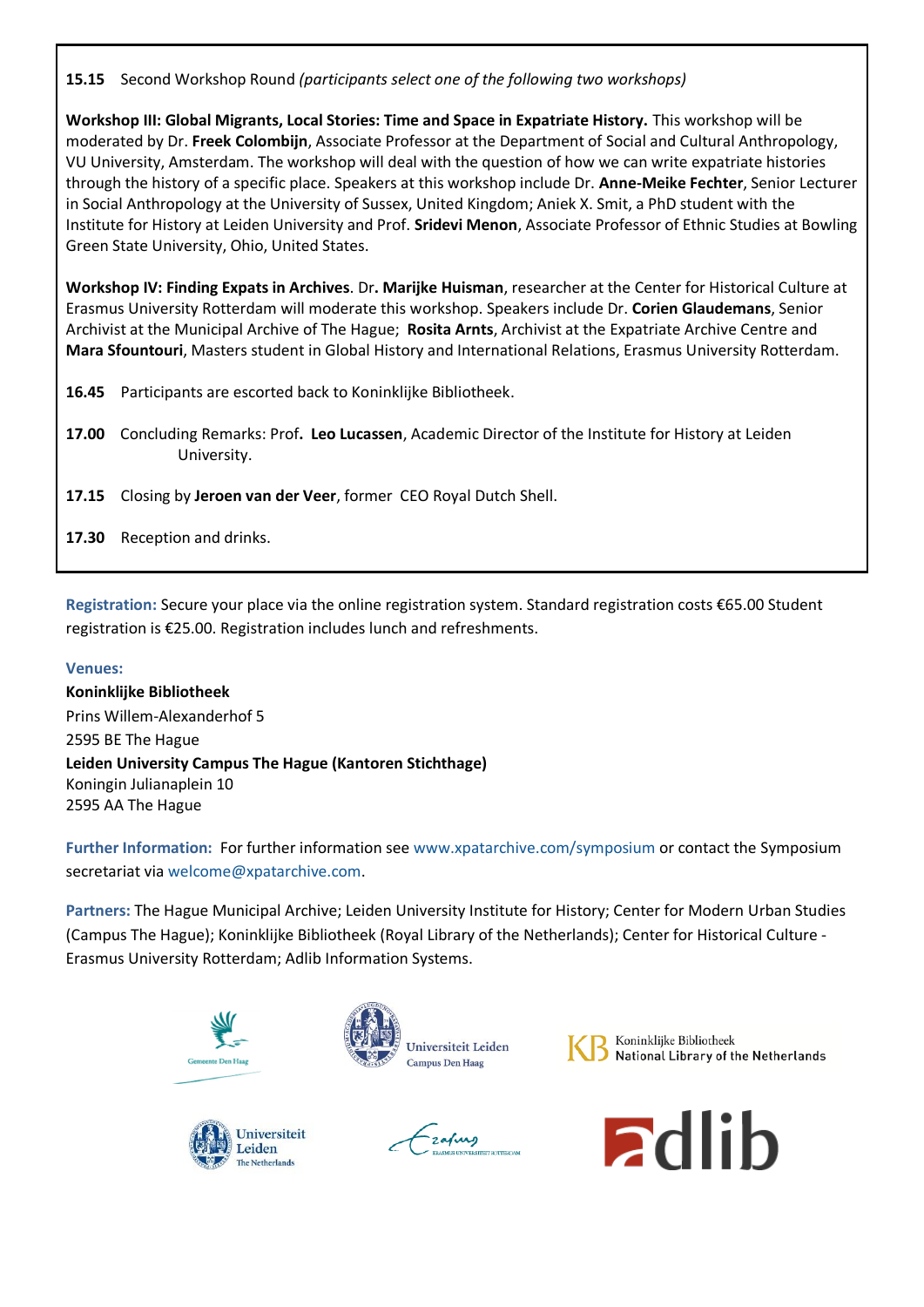**15.15** Second Workshop Round *(participants select one of the following two workshops)*

**Workshop III: Global Migrants, Local Stories: Time and Space in Expatriate History.** This workshop will be moderated by Dr. **Freek Colombijn**, Associate Professor at the Department of Social and Cultural Anthropology, VU University, Amsterdam. The workshop will deal with the question of how we can write expatriate histories through the history of a specific place. Speakers at this workshop include Dr. **Anne-Meike Fechter**, Senior Lecturer in Social Anthropology at the University of Sussex, United Kingdom; Aniek X. Smit, a PhD student with the Institute for History at Leiden University and Prof. **Sridevi Menon**, Associate Professor of Ethnic Studies at Bowling Green State University, Ohio, United States.

**Workshop IV: Finding Expats in Archives**. Dr**. Marijke Huisman**, researcher at the Center for Historical Culture at Erasmus University Rotterdam will moderate this workshop. Speakers include Dr. **Corien Glaudemans**, Senior Archivist at the Municipal Archive of The Hague; **Rosita Arnts**, Archivist at the Expatriate Archive Centre and **Mara Sfountouri**, Masters student in Global History and International Relations, Erasmus University Rotterdam.

**16.45** Participants are escorted back to Koninklijke Bibliotheek.

**17.00** Concluding Remarks: Prof**. Leo Lucassen**, Academic Director of the Institute for History at Leiden University.

**17.15** Closing by **Jeroen van der Veer**, former CEO Royal Dutch Shell.

**17.30** Reception and drinks.

**Registration:** Secure your place via the online registration system. Standard registration costs €65.00 Student registration is €25.00. Registration includes lunch and refreshments.

**Venues:**

**Koninklijke Bibliotheek**
Prins Willem-Alexanderhof 5
2595 BE The Hague
**Leiden University Campus The Hague (Kantoren Stichthage)**
Koningin Julianaplein 10
2595 AA The Hague

**Further Information:** For further information see www.xpatarchive.com/symposium or contact the Symposium secretariat via welcome@xpatarchive.com.

**Partners:** The Hague Municipal Archive; Leiden University Institute for History; Center for Modern Urban Studies (Campus The Hague); Koninklijke Bibliotheek (Royal Library of the Netherlands); Center for Historical Culture - Erasmus University Rotterdam; Adlib Information Systems.